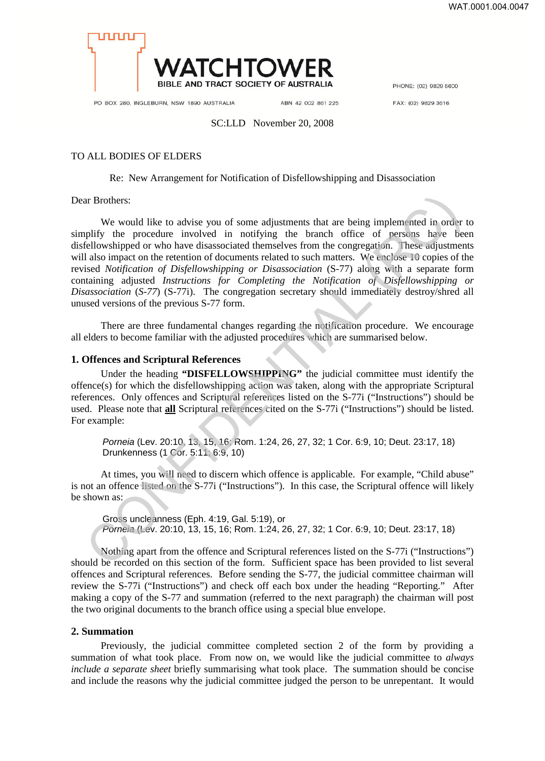WAT.0001.004.0047

**WATCHTOWER**
BIBLE AND TRACT SOCIETY OF AUSTRALIA

PO BOX 280, INGLEBURN, NSW 1890 AUSTRALIA    ABN 42 002 861 225    PHONE: (02) 9829 5600    FAX: (02) 9829 3616

SC:LLD   November 20, 2008

TO ALL BODIES OF ELDERS

Re: New Arrangement for Notification of Disfellowshipping and Disassociation

Dear Brothers:

We would like to advise you of some adjustments that are being implemented in order to simplify the procedure involved in notifying the branch office of persons have been disfellowshipped or who have disassociated themselves from the congregation. These adjustments will also impact on the retention of documents related to such matters. We enclose 10 copies of the revised *Notification of Disfellowshipping or Disassociation* (S-77) along with a separate form containing adjusted *Instructions for Completing the Notification of Disfellowshipping or Disassociation* (*S-77*) (S-77i). The congregation secretary should immediately destroy/shred all unused versions of the previous S-77 form.

There are three fundamental changes regarding the notification procedure. We encourage all elders to become familiar with the adjusted procedures which are summarised below.

## 1. Offences and Scriptural References

Under the heading **"DISFELLOWSHIPPING"** the judicial committee must identify the offence(s) for which the disfellowshipping action was taken, along with the appropriate Scriptural references. Only offences and Scriptural references listed on the S-77i ("Instructions") should be used. Please note that **all** Scriptural references cited on the S-77i ("Instructions") should be listed. For example:

> *Porneia* (Lev. 20:10, 13, 15, 16; Rom. 1:24, 26, 27, 32; 1 Cor. 6:9, 10; Deut. 23:17, 18)
> Drunkenness (1 Cor. 5:11; 6:9, 10)

At times, you will need to discern which offence is applicable. For example, "Child abuse" is not an offence listed on the S-77i ("Instructions"). In this case, the Scriptural offence will likely be shown as:

> Gross uncleanness (Eph. 4:19, Gal. 5:19), or
> *Porneia* (Lev. 20:10, 13, 15, 16; Rom. 1:24, 26, 27, 32; 1 Cor. 6:9, 10; Deut. 23:17, 18)

Nothing apart from the offence and Scriptural references listed on the S-77i ("Instructions") should be recorded on this section of the form. Sufficient space has been provided to list several offences and Scriptural references. Before sending the S-77, the judicial committee chairman will review the S-77i ("Instructions") and check off each box under the heading "Reporting." After making a copy of the S-77 and summation (referred to the next paragraph) the chairman will post the two original documents to the branch office using a special blue envelope.

## 2. Summation

Previously, the judicial committee completed section 2 of the form by providing a summation of what took place. From now on, we would like the judicial committee to *always include a separate sheet* briefly summarising what took place. The summation should be concise and include the reasons why the judicial committee judged the person to be unrepentant. It would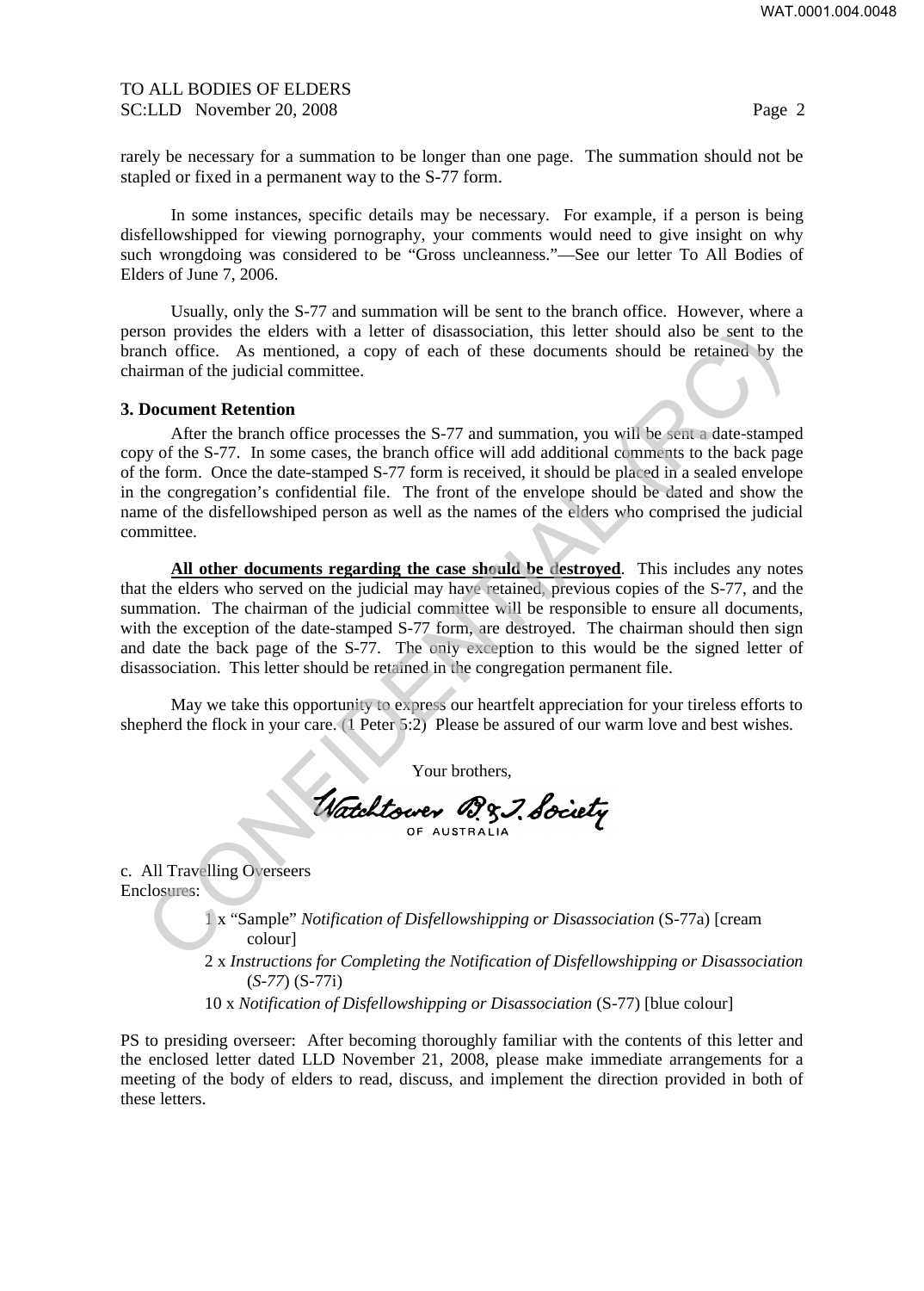rarely be necessary for a summation to be longer than one page. The summation should not be stapled or fixed in a permanent way to the S-77 form.

In some instances, specific details may be necessary. For example, if a person is being disfellowshipped for viewing pornography, your comments would need to give insight on why such wrongdoing was considered to be "Gross uncleanness."—See our letter To All Bodies of Elders of June 7, 2006.

Usually, only the S-77 and summation will be sent to the branch office. However, where a person provides the elders with a letter of disassociation, this letter should also be sent to the branch office. As mentioned, a copy of each of these documents should be retained by the chairman of the judicial committee.

### 3. Document Retention

After the branch office processes the S-77 and summation, you will be sent a date-stamped copy of the S-77. In some cases, the branch office will add additional comments to the back page of the form. Once the date-stamped S-77 form is received, it should be placed in a sealed envelope in the congregation's confidential file. The front of the envelope should be dated and show the name of the disfellowshiped person as well as the names of the elders who comprised the judicial committee.

**<u>All other documents regarding the case should be destroyed</u>**. This includes any notes that the elders who served on the judicial may have retained, previous copies of the S-77, and the summation. The chairman of the judicial committee will be responsible to ensure all documents, with the exception of the date-stamped S-77 form, are destroyed. The chairman should then sign and date the back page of the S-77. The only exception to this would be the signed letter of disassociation. This letter should be retained in the congregation permanent file.

May we take this opportunity to express our heartfelt appreciation for your tireless efforts to shepherd the flock in your care. (1 Peter 5:2) Please be assured of our warm love and best wishes.

Your brothers,

Watchtower B.&T. Society
OF AUSTRALIA

c. All Travelling Overseers

Enclosures:

- 1 x "Sample" *Notification of Disfellowshipping or Disassociation* (S-77a) [cream colour]
- 2 x *Instructions for Completing the Notification of Disfellowshipping or Disassociation* (*S-77*) (S-77i)
- 10 x *Notification of Disfellowshipping or Disassociation* (S-77) [blue colour]

PS to presiding overseer: After becoming thoroughly familiar with the contents of this letter and the enclosed letter dated LLD November 21, 2008, please make immediate arrangements for a meeting of the body of elders to read, discuss, and implement the direction provided in both of these letters.